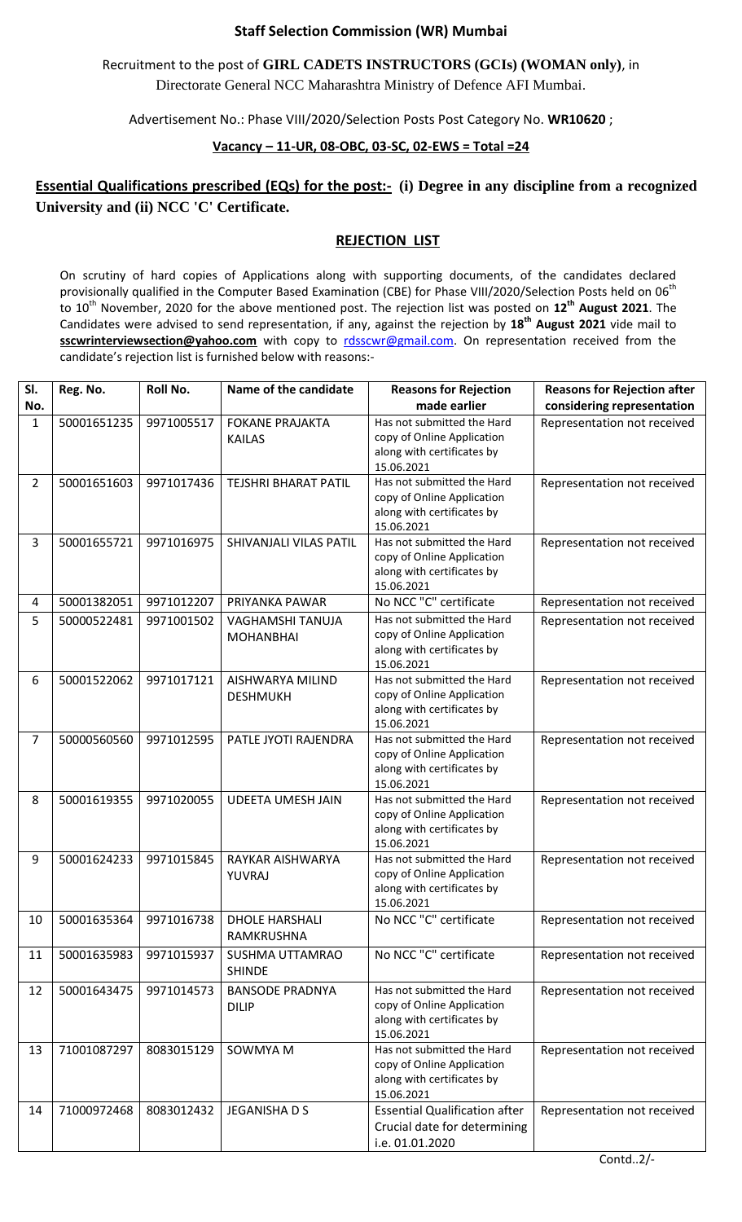## Staff Selection Commission (WR) Mumbai

Recruitment to the post of **GIRL CADETS INSTRUCTORS (GCIs) (WOMAN only)**, in Directorate General NCC Maharashtra Ministry of Defence AFI Mumbai.

Advertisement No.: Phase VIII/2020/Selection Posts Post Category No. **WR10620** ;

**Vacancy – 11-UR, 08-OBC, 03-SC, 02-EWS = Total =24**

**Essential Qualifications prescribed (EQs) for the post:- (i) Degree in any discipline from a recognized University and (ii) NCC 'C' Certificate.**

### REJECTION LIST

On scrutiny of hard copies of Applications along with supporting documents, of the candidates declared provisionally qualified in the Computer Based Examination (CBE) for Phase VIII/2020/Selection Posts held on 06th to 10th November, 2020 for the above mentioned post. The rejection list was posted on **12th August 2021**. The Candidates were advised to send representation, if any, against the rejection by **18th August 2021** vide mail to **sscwrinterviewsection@yahoo.com** with copy to rdsscwr@gmail.com. On representation received from the candidate's rejection list is furnished below with reasons:-

| Sl. No. | Reg. No. | Roll No. | Name of the candidate | Reasons for Rejection made earlier | Reasons for Rejection after considering representation |
|---|---|---|---|---|---|
| 1 | 50001651235 | 9971005517 | FOKANE PRAJAKTA KAILAS | Has not submitted the Hard copy of Online Application along with certificates by 15.06.2021 | Representation not received |
| 2 | 50001651603 | 9971017436 | TEJSHRI BHARAT PATIL | Has not submitted the Hard copy of Online Application along with certificates by 15.06.2021 | Representation not received |
| 3 | 50001655721 | 9971016975 | SHIVANJALI VILAS PATIL | Has not submitted the Hard copy of Online Application along with certificates by 15.06.2021 | Representation not received |
| 4 | 50001382051 | 9971012207 | PRIYANKA PAWAR | No NCC "C" certificate | Representation not received |
| 5 | 50000522481 | 9971001502 | VAGHAMSHI TANUJA MOHANBHAI | Has not submitted the Hard copy of Online Application along with certificates by 15.06.2021 | Representation not received |
| 6 | 50001522062 | 9971017121 | AISHWARYA MILIND DESHMUKH | Has not submitted the Hard copy of Online Application along with certificates by 15.06.2021 | Representation not received |
| 7 | 50000560560 | 9971012595 | PATLE JYOTI RAJENDRA | Has not submitted the Hard copy of Online Application along with certificates by 15.06.2021 | Representation not received |
| 8 | 50001619355 | 9971020055 | UDEETA UMESH JAIN | Has not submitted the Hard copy of Online Application along with certificates by 15.06.2021 | Representation not received |
| 9 | 50001624233 | 9971015845 | RAYKAR AISHWARYA YUVRAJ | Has not submitted the Hard copy of Online Application along with certificates by 15.06.2021 | Representation not received |
| 10 | 50001635364 | 9971016738 | DHOLE HARSHALI RAMKRUSHNA | No NCC "C" certificate | Representation not received |
| 11 | 50001635983 | 9971015937 | SUSHMA UTTAMRAO SHINDE | No NCC "C" certificate | Representation not received |
| 12 | 50001643475 | 9971014573 | BANSODE PRADNYA DILIP | Has not submitted the Hard copy of Online Application along with certificates by 15.06.2021 | Representation not received |
| 13 | 71001087297 | 8083015129 | SOWMYA M | Has not submitted the Hard copy of Online Application along with certificates by 15.06.2021 | Representation not received |
| 14 | 71000972468 | 8083012432 | JEGANISHA D S | Essential Qualification after Crucial date for determining i.e. 01.01.2020 | Representation not received |

Contd..2/-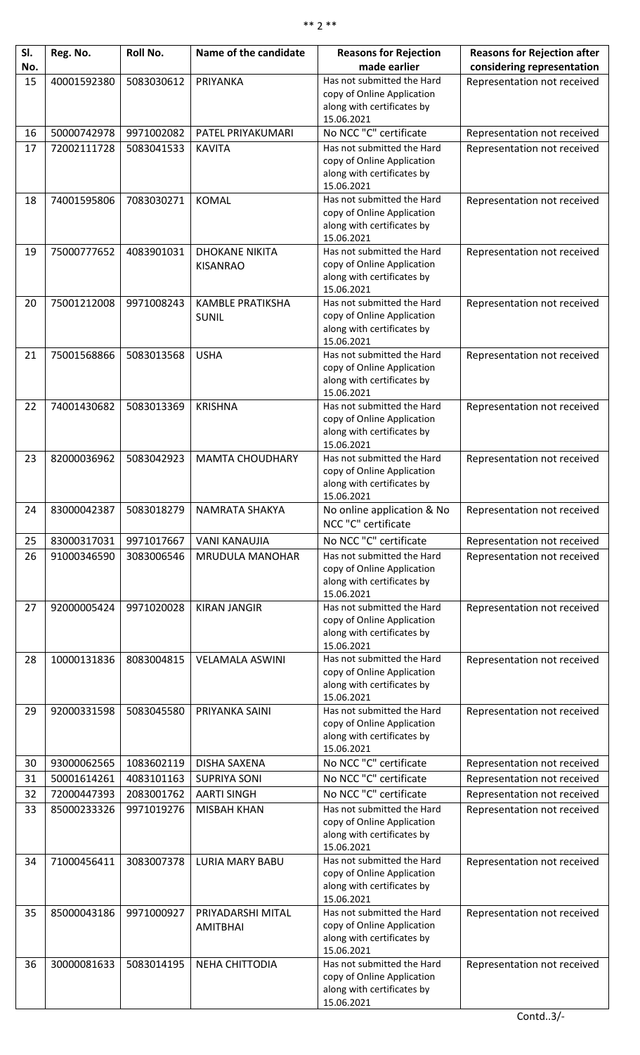| Sl. No. | Reg. No. | Roll No. | Name of the candidate | Reasons for Rejection made earlier | Reasons for Rejection after considering representation |
|---|---|---|---|---|---|
| 15 | 40001592380 | 5083030612 | PRIYANKA | Has not submitted the Hard copy of Online Application along with certificates by 15.06.2021 | Representation not received |
| 16 | 50000742978 | 9971002082 | PATEL PRIYAKUMARI | No NCC "C" certificate | Representation not received |
| 17 | 72002111728 | 5083041533 | KAVITA | Has not submitted the Hard copy of Online Application along with certificates by 15.06.2021 | Representation not received |
| 18 | 74001595806 | 7083030271 | KOMAL | Has not submitted the Hard copy of Online Application along with certificates by 15.06.2021 | Representation not received |
| 19 | 75000777652 | 4083901031 | DHOKANE NIKITA KISANRAO | Has not submitted the Hard copy of Online Application along with certificates by 15.06.2021 | Representation not received |
| 20 | 75001212008 | 9971008243 | KAMBLE PRATIKSHA SUNIL | Has not submitted the Hard copy of Online Application along with certificates by 15.06.2021 | Representation not received |
| 21 | 75001568866 | 5083013568 | USHA | Has not submitted the Hard copy of Online Application along with certificates by 15.06.2021 | Representation not received |
| 22 | 74001430682 | 5083013369 | KRISHNA | Has not submitted the Hard copy of Online Application along with certificates by 15.06.2021 | Representation not received |
| 23 | 82000036962 | 5083042923 | MAMTA CHOUDHARY | Has not submitted the Hard copy of Online Application along with certificates by 15.06.2021 | Representation not received |
| 24 | 83000042387 | 5083018279 | NAMRATA SHAKYA | No online application & No NCC "C" certificate | Representation not received |
| 25 | 83000317031 | 9971017667 | VANI KANAUJIA | No NCC "C" certificate | Representation not received |
| 26 | 91000346590 | 3083006546 | MRUDULA MANOHAR | Has not submitted the Hard copy of Online Application along with certificates by 15.06.2021 | Representation not received |
| 27 | 92000005424 | 9971020028 | KIRAN JANGIR | Has not submitted the Hard copy of Online Application along with certificates by 15.06.2021 | Representation not received |
| 28 | 10000131836 | 8083004815 | VELAMALA ASWINI | Has not submitted the Hard copy of Online Application along with certificates by 15.06.2021 | Representation not received |
| 29 | 92000331598 | 5083045580 | PRIYANKA SAINI | Has not submitted the Hard copy of Online Application along with certificates by 15.06.2021 | Representation not received |
| 30 | 93000062565 | 1083602119 | DISHA SAXENA | No NCC "C" certificate | Representation not received |
| 31 | 50001614261 | 4083101163 | SUPRIYA SONI | No NCC "C" certificate | Representation not received |
| 32 | 72000447393 | 2083001762 | AARTI SINGH | No NCC "C" certificate | Representation not received |
| 33 | 85000233326 | 9971019276 | MISBAH KHAN | Has not submitted the Hard copy of Online Application along with certificates by 15.06.2021 | Representation not received |
| 34 | 71000456411 | 3083007378 | LURIA MARY BABU | Has not submitted the Hard copy of Online Application along with certificates by 15.06.2021 | Representation not received |
| 35 | 85000043186 | 9971000927 | PRIYADARSHI MITAL AMITBHAI | Has not submitted the Hard copy of Online Application along with certificates by 15.06.2021 | Representation not received |
| 36 | 30000081633 | 5083014195 | NEHA CHITTODIA | Has not submitted the Hard copy of Online Application along with certificates by 15.06.2021 | Representation not received |

Contd..3/-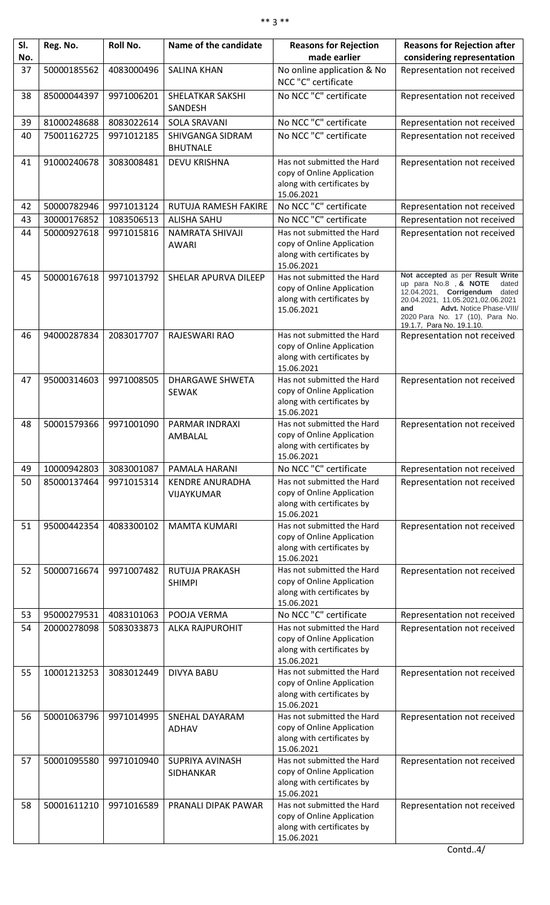| Sl. No. | Reg. No. | Roll No. | Name of the candidate | Reasons for Rejection made earlier | Reasons for Rejection after considering representation |
|---|---|---|---|---|---|
| 37 | 50000185562 | 4083000496 | SALINA KHAN | No online application & No NCC "C" certificate | Representation not received |
| 38 | 85000044397 | 9971006201 | SHELATKAR SAKSHI SANDESH | No NCC "C" certificate | Representation not received |
| 39 | 81000248688 | 8083022614 | SOLA SRAVANI | No NCC "C" certificate | Representation not received |
| 40 | 75001162725 | 9971012185 | SHIVGANGA SIDRAM BHUTNALE | No NCC "C" certificate | Representation not received |
| 41 | 91000240678 | 3083008481 | DEVU KRISHNA | Has not submitted the Hard copy of Online Application along with certificates by 15.06.2021 | Representation not received |
| 42 | 50000782946 | 9971013124 | RUTUJA RAMESH FAKIRE | No NCC "C" certificate | Representation not received |
| 43 | 30000176852 | 1083506513 | ALISHA SAHU | No NCC "C" certificate | Representation not received |
| 44 | 50000927618 | 9971015816 | NAMRATA SHIVAJI AWARI | Has not submitted the Hard copy of Online Application along with certificates by 15.06.2021 | Representation not received |
| 45 | 50000167618 | 9971013792 | SHELAR APURVA DILEEP | Has not submitted the Hard copy of Online Application along with certificates by 15.06.2021 | **Not accepted** as per **Result Write** up para No.8 , **& NOTE** dated 12.04.2021, **Corrigendum** dated 20.04.2021, 11.05.2021,02.06.2021 **and Advt.** Notice Phase-VIII/ 2020 Para No. 17 (10), Para No. 19.1.7, Para No. 19.1.10. |
| 46 | 94000287834 | 2083017707 | RAJESWARI RAO | Has not submitted the Hard copy of Online Application along with certificates by 15.06.2021 | Representation not received |
| 47 | 95000314603 | 9971008505 | DHARGAWE SHWETA SEWAK | Has not submitted the Hard copy of Online Application along with certificates by 15.06.2021 | Representation not received |
| 48 | 50001579366 | 9971001090 | PARMAR INDRAXI AMBALAL | Has not submitted the Hard copy of Online Application along with certificates by 15.06.2021 | Representation not received |
| 49 | 10000942803 | 3083001087 | PAMALA HARANI | No NCC "C" certificate | Representation not received |
| 50 | 85000137464 | 9971015314 | KENDRE ANURADHA VIJAYKUMAR | Has not submitted the Hard copy of Online Application along with certificates by 15.06.2021 | Representation not received |
| 51 | 95000442354 | 4083300102 | MAMTA KUMARI | Has not submitted the Hard copy of Online Application along with certificates by 15.06.2021 | Representation not received |
| 52 | 50000716674 | 9971007482 | RUTUJA PRAKASH SHIMPI | Has not submitted the Hard copy of Online Application along with certificates by 15.06.2021 | Representation not received |
| 53 | 95000279531 | 4083101063 | POOJA VERMA | No NCC "C" certificate | Representation not received |
| 54 | 20000278098 | 5083033873 | ALKA RAJPUROHIT | Has not submitted the Hard copy of Online Application along with certificates by 15.06.2021 | Representation not received |
| 55 | 10001213253 | 3083012449 | DIVYA BABU | Has not submitted the Hard copy of Online Application along with certificates by 15.06.2021 | Representation not received |
| 56 | 50001063796 | 9971014995 | SNEHAL DAYARAM ADHAV | Has not submitted the Hard copy of Online Application along with certificates by 15.06.2021 | Representation not received |
| 57 | 50001095580 | 9971010940 | SUPRIYA AVINASH SIDHANKAR | Has not submitted the Hard copy of Online Application along with certificates by 15.06.2021 | Representation not received |
| 58 | 50001611210 | 9971016589 | PRANALI DIPAK PAWAR | Has not submitted the Hard copy of Online Application along with certificates by 15.06.2021 | Representation not received |

Contd..4/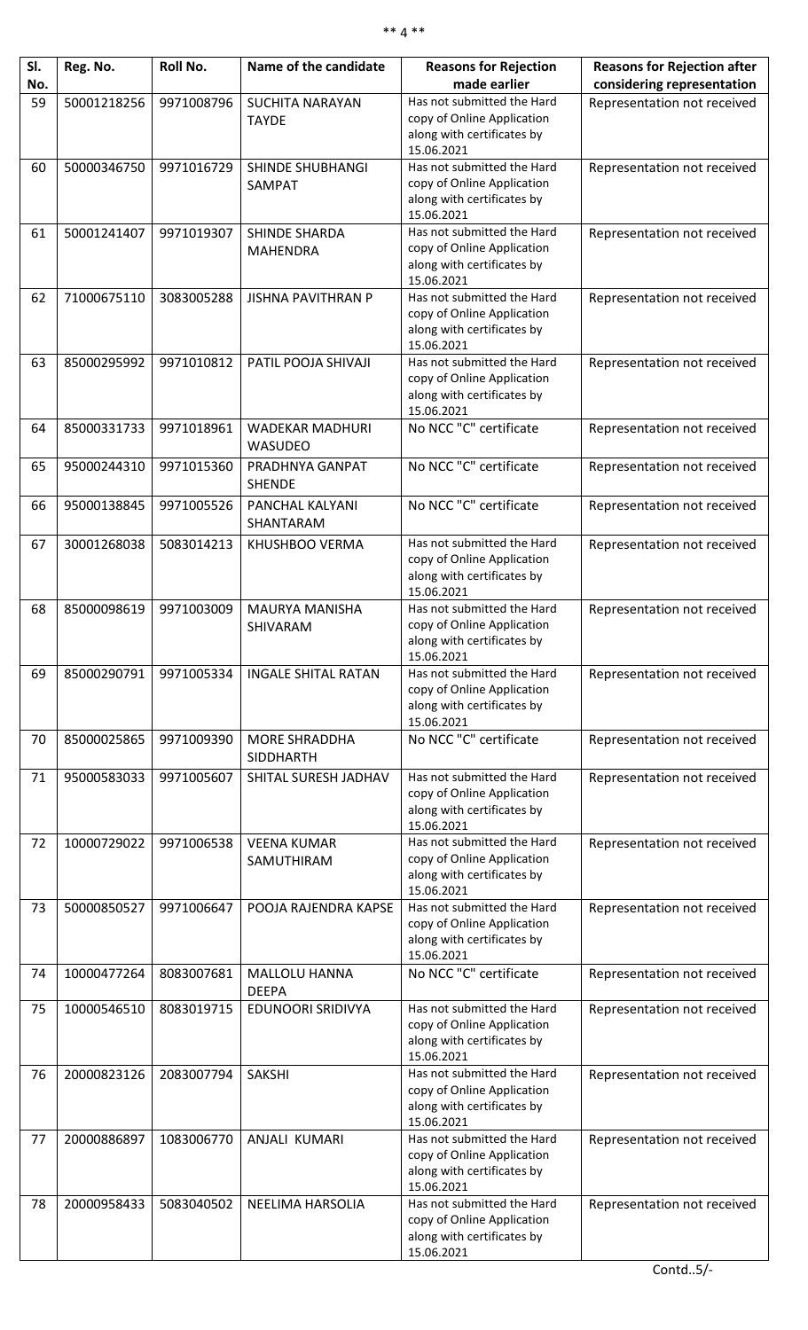| Sl. No. | Reg. No. | Roll No. | Name of the candidate | Reasons for Rejection made earlier | Reasons for Rejection after considering representation |
|---|---|---|---|---|---|
| 59 | 50001218256 | 9971008796 | SUCHITA NARAYAN TAYDE | Has not submitted the Hard copy of Online Application along with certificates by 15.06.2021 | Representation not received |
| 60 | 50000346750 | 9971016729 | SHINDE SHUBHANGI SAMPAT | Has not submitted the Hard copy of Online Application along with certificates by 15.06.2021 | Representation not received |
| 61 | 50001241407 | 9971019307 | SHINDE SHARDA MAHENDRA | Has not submitted the Hard copy of Online Application along with certificates by 15.06.2021 | Representation not received |
| 62 | 71000675110 | 3083005288 | JISHNA PAVITHRAN P | Has not submitted the Hard copy of Online Application along with certificates by 15.06.2021 | Representation not received |
| 63 | 85000295992 | 9971010812 | PATIL POOJA SHIVAJI | Has not submitted the Hard copy of Online Application along with certificates by 15.06.2021 | Representation not received |
| 64 | 85000331733 | 9971018961 | WADEKAR MADHURI WASUDEO | No NCC "C" certificate | Representation not received |
| 65 | 95000244310 | 9971015360 | PRADHNYA GANPAT SHENDE | No NCC "C" certificate | Representation not received |
| 66 | 95000138845 | 9971005526 | PANCHAL KALYANI SHANTARAM | No NCC "C" certificate | Representation not received |
| 67 | 30001268038 | 5083014213 | KHUSHBOO VERMA | Has not submitted the Hard copy of Online Application along with certificates by 15.06.2021 | Representation not received |
| 68 | 85000098619 | 9971003009 | MAURYA MANISHA SHIVARAM | Has not submitted the Hard copy of Online Application along with certificates by 15.06.2021 | Representation not received |
| 69 | 85000290791 | 9971005334 | INGALE SHITAL RATAN | Has not submitted the Hard copy of Online Application along with certificates by 15.06.2021 | Representation not received |
| 70 | 85000025865 | 9971009390 | MORE SHRADDHA SIDDHARTH | No NCC "C" certificate | Representation not received |
| 71 | 95000583033 | 9971005607 | SHITAL SURESH JADHAV | Has not submitted the Hard copy of Online Application along with certificates by 15.06.2021 | Representation not received |
| 72 | 10000729022 | 9971006538 | VEENA KUMAR SAMUTHIRAM | Has not submitted the Hard copy of Online Application along with certificates by 15.06.2021 | Representation not received |
| 73 | 50000850527 | 9971006647 | POOJA RAJENDRA KAPSE | Has not submitted the Hard copy of Online Application along with certificates by 15.06.2021 | Representation not received |
| 74 | 10000477264 | 8083007681 | MALLOLU HANNA DEEPA | No NCC "C" certificate | Representation not received |
| 75 | 10000546510 | 8083019715 | EDUNOORI SRIDIVYA | Has not submitted the Hard copy of Online Application along with certificates by 15.06.2021 | Representation not received |
| 76 | 20000823126 | 2083007794 | SAKSHI | Has not submitted the Hard copy of Online Application along with certificates by 15.06.2021 | Representation not received |
| 77 | 20000886897 | 1083006770 | ANJALI KUMARI | Has not submitted the Hard copy of Online Application along with certificates by 15.06.2021 | Representation not received |
| 78 | 20000958433 | 5083040502 | NEELIMA HARSOLIA | Has not submitted the Hard copy of Online Application along with certificates by 15.06.2021 | Representation not received |

Contd..5/-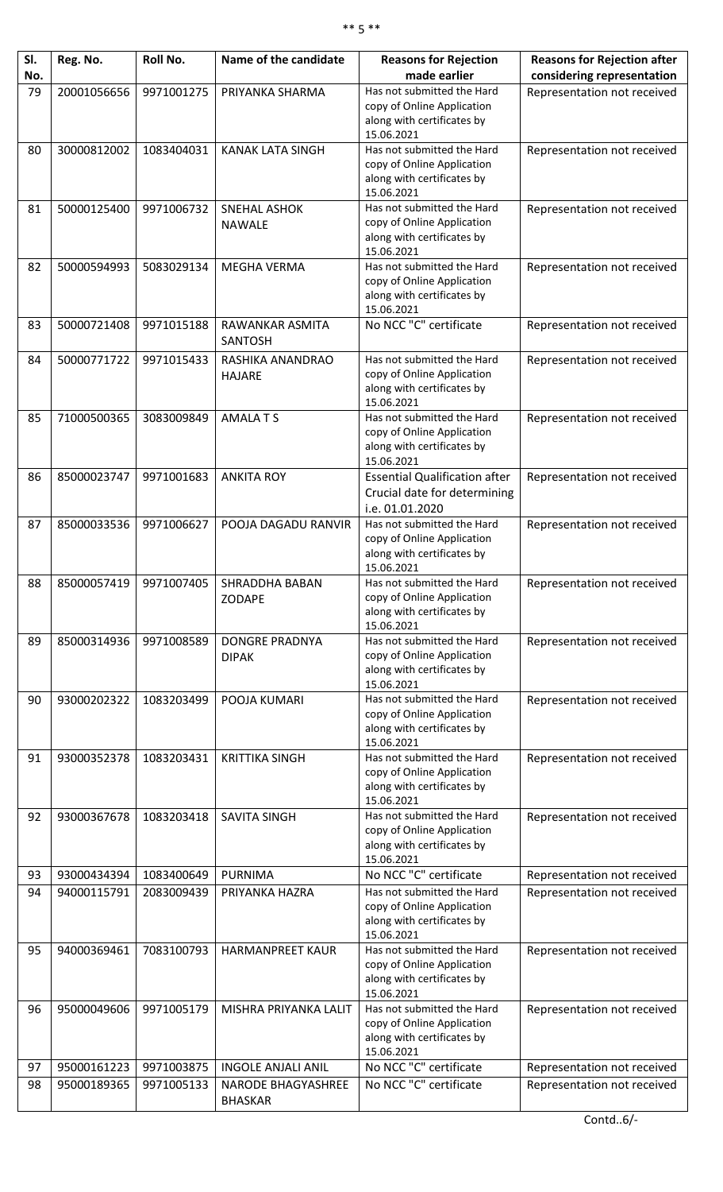| Sl. No. | Reg. No. | Roll No. | Name of the candidate | Reasons for Rejection made earlier | Reasons for Rejection after considering representation |
|---|---|---|---|---|---|
| 79 | 20001056656 | 9971001275 | PRIYANKA SHARMA | Has not submitted the Hard copy of Online Application along with certificates by 15.06.2021 | Representation not received |
| 80 | 30000812002 | 1083404031 | KANAK LATA SINGH | Has not submitted the Hard copy of Online Application along with certificates by 15.06.2021 | Representation not received |
| 81 | 50000125400 | 9971006732 | SNEHAL ASHOK NAWALE | Has not submitted the Hard copy of Online Application along with certificates by 15.06.2021 | Representation not received |
| 82 | 50000594993 | 5083029134 | MEGHA VERMA | Has not submitted the Hard copy of Online Application along with certificates by 15.06.2021 | Representation not received |
| 83 | 50000721408 | 9971015188 | RAWANKAR ASMITA SANTOSH | No NCC "C" certificate | Representation not received |
| 84 | 50000771722 | 9971015433 | RASHIKA ANANDRAO HAJARE | Has not submitted the Hard copy of Online Application along with certificates by 15.06.2021 | Representation not received |
| 85 | 71000500365 | 3083009849 | AMALA T S | Has not submitted the Hard copy of Online Application along with certificates by 15.06.2021 | Representation not received |
| 86 | 85000023747 | 9971001683 | ANKITA ROY | Essential Qualification after Crucial date for determining i.e. 01.01.2020 | Representation not received |
| 87 | 85000033536 | 9971006627 | POOJA DAGADU RANVIR | Has not submitted the Hard copy of Online Application along with certificates by 15.06.2021 | Representation not received |
| 88 | 85000057419 | 9971007405 | SHRADDHA BABAN ZODAPE | Has not submitted the Hard copy of Online Application along with certificates by 15.06.2021 | Representation not received |
| 89 | 85000314936 | 9971008589 | DONGRE PRADNYA DIPAK | Has not submitted the Hard copy of Online Application along with certificates by 15.06.2021 | Representation not received |
| 90 | 93000202322 | 1083203499 | POOJA KUMARI | Has not submitted the Hard copy of Online Application along with certificates by 15.06.2021 | Representation not received |
| 91 | 93000352378 | 1083203431 | KRITTIKA SINGH | Has not submitted the Hard copy of Online Application along with certificates by 15.06.2021 | Representation not received |
| 92 | 93000367678 | 1083203418 | SAVITA SINGH | Has not submitted the Hard copy of Online Application along with certificates by 15.06.2021 | Representation not received |
| 93 | 93000434394 | 1083400649 | PURNIMA | No NCC "C" certificate | Representation not received |
| 94 | 94000115791 | 2083009439 | PRIYANKA HAZRA | Has not submitted the Hard copy of Online Application along with certificates by 15.06.2021 | Representation not received |
| 95 | 94000369461 | 7083100793 | HARMANPREET KAUR | Has not submitted the Hard copy of Online Application along with certificates by 15.06.2021 | Representation not received |
| 96 | 95000049606 | 9971005179 | MISHRA PRIYANKA LALIT | Has not submitted the Hard copy of Online Application along with certificates by 15.06.2021 | Representation not received |
| 97 | 95000161223 | 9971003875 | INGOLE ANJALI ANIL | No NCC "C" certificate | Representation not received |
| 98 | 95000189365 | 9971005133 | NARODE BHAGYASHREE BHASKAR | No NCC "C" certificate | Representation not received |

Contd..6/-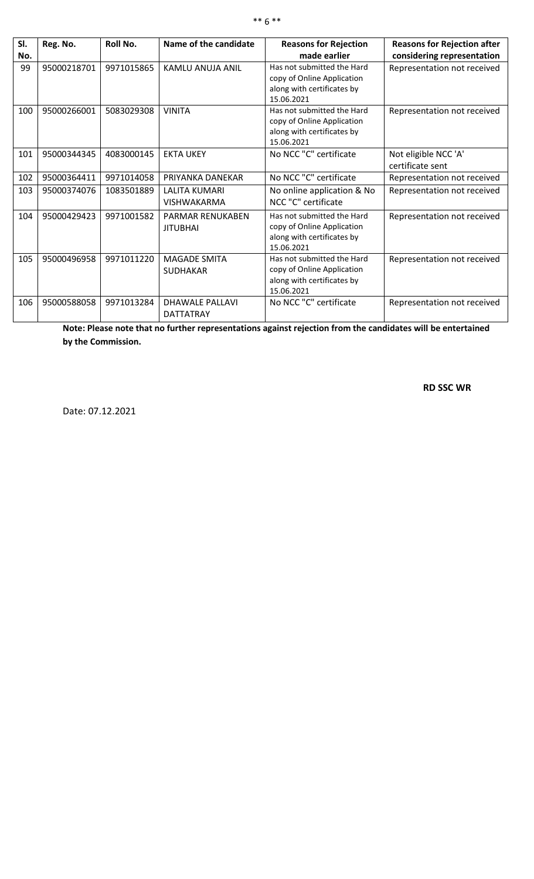| Sl. No. | Reg. No. | Roll No. | Name of the candidate | Reasons for Rejection made earlier | Reasons for Rejection after considering representation |
|---|---|---|---|---|---|
| 99 | 95000218701 | 9971015865 | KAMLU ANUJA ANIL | Has not submitted the Hard copy of Online Application along with certificates by 15.06.2021 | Representation not received |
| 100 | 95000266001 | 5083029308 | VINITA | Has not submitted the Hard copy of Online Application along with certificates by 15.06.2021 | Representation not received |
| 101 | 95000344345 | 4083000145 | EKTA UKEY | No NCC "C" certificate | Not eligible NCC 'A' certificate sent |
| 102 | 95000364411 | 9971014058 | PRIYANKA DANEKAR | No NCC "C" certificate | Representation not received |
| 103 | 95000374076 | 1083501889 | LALITA KUMARI VISHWAKARMA | No online application & No NCC "C" certificate | Representation not received |
| 104 | 95000429423 | 9971001582 | PARMAR RENUKABEN JITUBHAI | Has not submitted the Hard copy of Online Application along with certificates by 15.06.2021 | Representation not received |
| 105 | 95000496958 | 9971011220 | MAGADE SMITA SUDHAKAR | Has not submitted the Hard copy of Online Application along with certificates by 15.06.2021 | Representation not received |
| 106 | 95000588058 | 9971013284 | DHAWALE PALLAVI DATTATRAY | No NCC "C" certificate | Representation not received |

**Note: Please note that no further representations against rejection from the candidates will be entertained by the Commission.**

**RD SSC WR**

Date: 07.12.2021